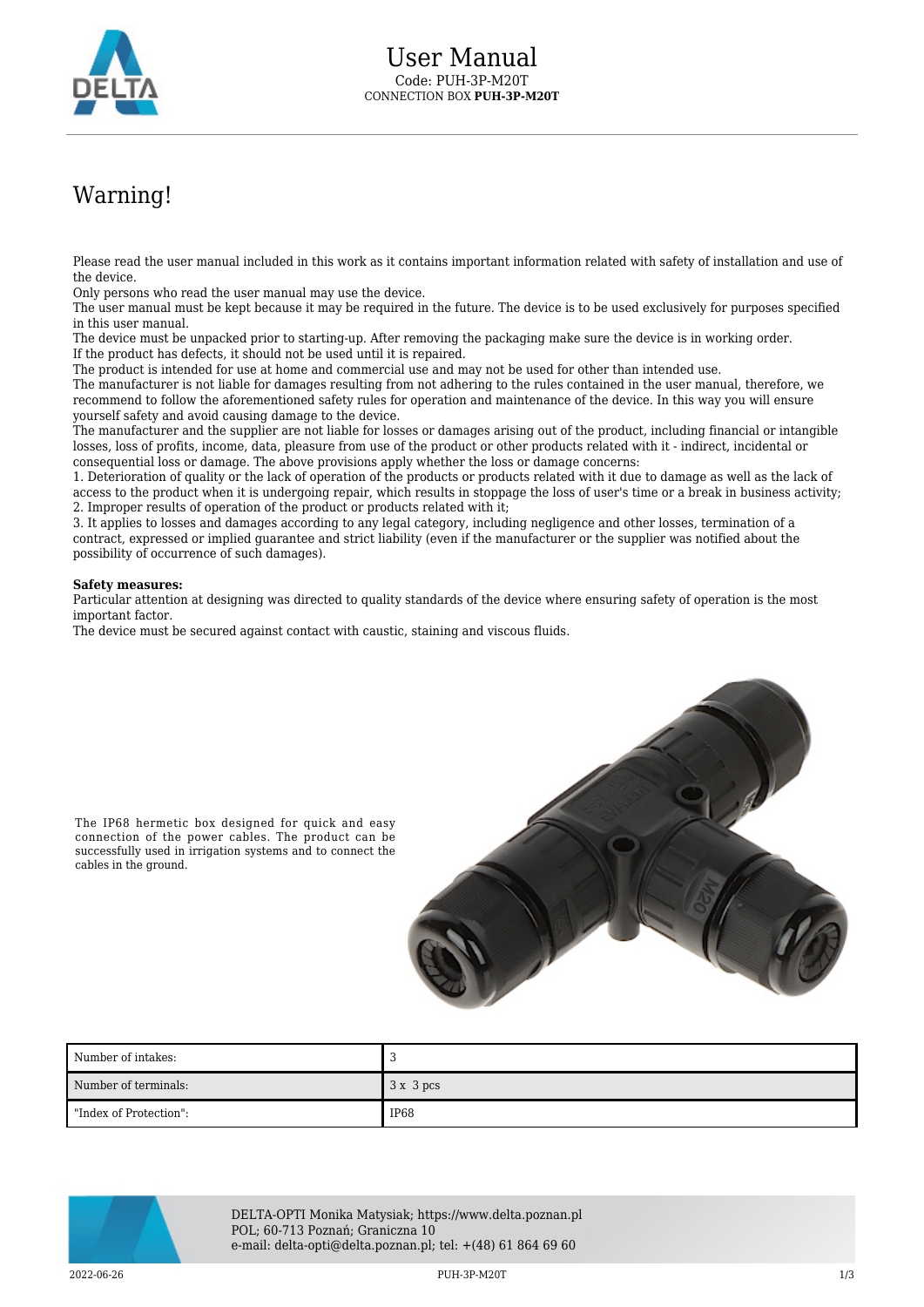# User Manual

Code: PUH-3P-M20T

CONNECTION BOX **PUH-3P-M20T**

## Warning!

Please read the user manual included in this work as it contains important information related with safety of installation and use of the device.

Only persons who read the user manual may use the device.

The user manual must be kept because it may be required in the future. The device is to be used exclusively for purposes specified in this user manual.

The device must be unpacked prior to starting-up. After removing the packaging make sure the device is in working order.

If the product has defects, it should not be used until it is repaired.

The product is intended for use at home and commercial use and may not be used for other than intended use.

The manufacturer is not liable for damages resulting from not adhering to the rules contained in the user manual, therefore, we recommend to follow the aforementioned safety rules for operation and maintenance of the device. In this way you will ensure yourself safety and avoid causing damage to the device.

The manufacturer and the supplier are not liable for losses or damages arising out of the product, including financial or intangible losses, loss of profits, income, data, pleasure from use of the product or other products related with it - indirect, incidental or consequential loss or damage. The above provisions apply whether the loss or damage concerns:

1. Deterioration of quality or the lack of operation of the products or products related with it due to damage as well as the lack of access to the product when it is undergoing repair, which results in stoppage the loss of user's time or a break in business activity;
2. Improper results of operation of the product or products related with it;
3. It applies to losses and damages according to any legal category, including negligence and other losses, termination of a contract, expressed or implied guarantee and strict liability (even if the manufacturer or the supplier was notified about the possibility of occurrence of such damages).

**Safety measures:**

Particular attention at designing was directed to quality standards of the device where ensuring safety of operation is the most important factor.

The device must be secured against contact with caustic, staining and viscous fluids.

The IP68 hermetic box designed for quick and easy connection of the power cables. The product can be successfully used in irrigation systems and to connect the cables in the ground.

| Number of intakes: | 3 |
|---|---|
| Number of terminals: | 3 x 3 pcs |
| "Index of Protection": | IP68 |

DELTA-OPTI Monika Matysiak; https://www.delta.poznan.pl
POL; 60-713 Poznań; Graniczna 10
e-mail: delta-opti@delta.poznan.pl; tel: +(48) 61 864 69 60

2022-06-26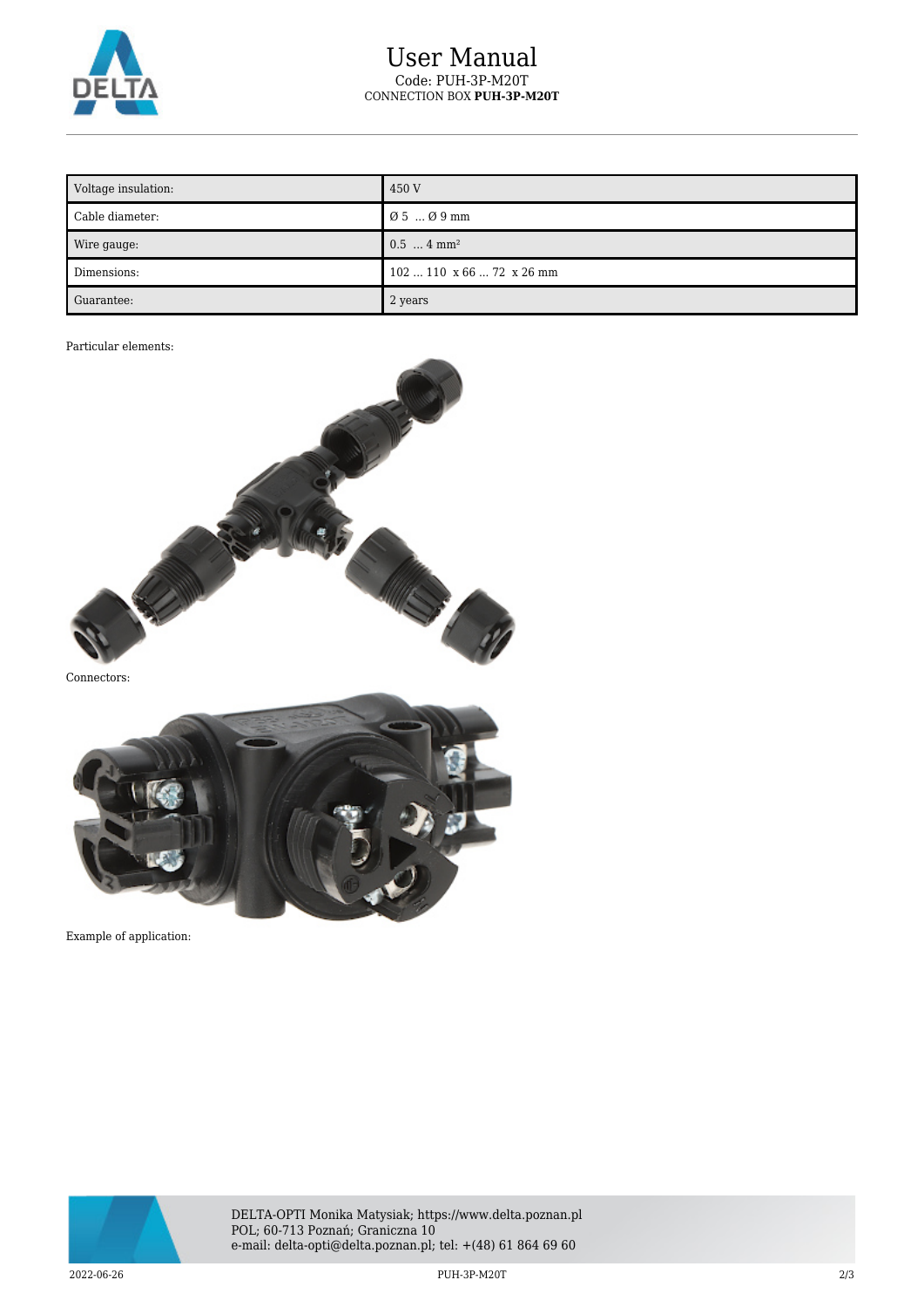| Voltage insulation: | 450 V |
|---|---|
| Cable diameter: | Ø 5 ... Ø 9 mm |
| Wire gauge: | 0.5 ... 4 mm² |
| Dimensions: | 102 ... 110 x 66 ... 72 x 26 mm |
| Guarantee: | 2 years |

Particular elements:

Connectors:

Example of application: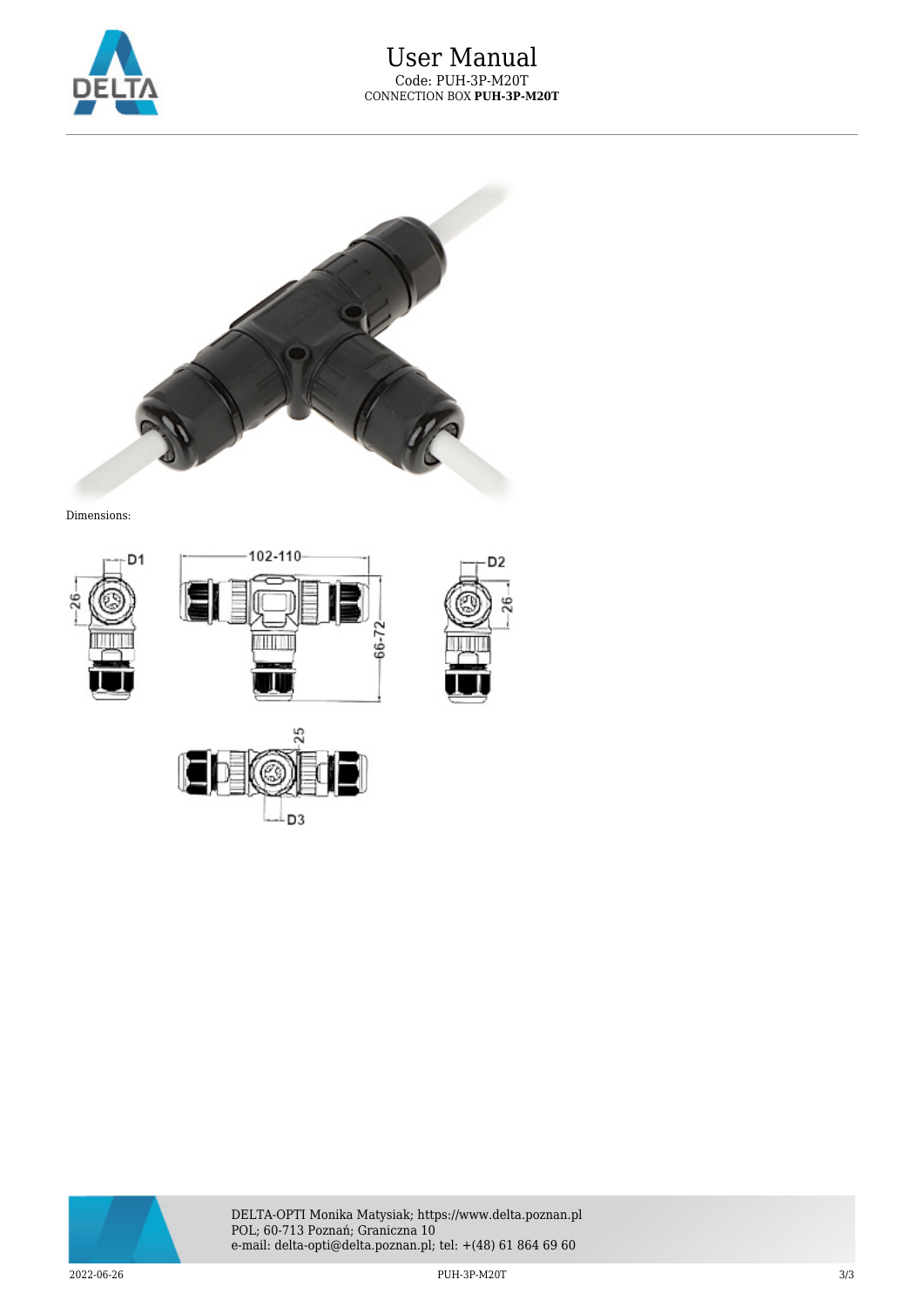# User Manual

Code: PUH-3P-M20T

CONNECTION BOX **PUH-3P-M20T**

Dimensions:

D1

26

102-110

66-72

D2

26

25

D3

DELTA-OPTI Monika Matysiak; https://www.delta.poznan.pl
POL; 60-713 Poznań; Graniczna 10
e-mail: delta-opti@delta.poznan.pl; tel: +(48) 61 864 69 60